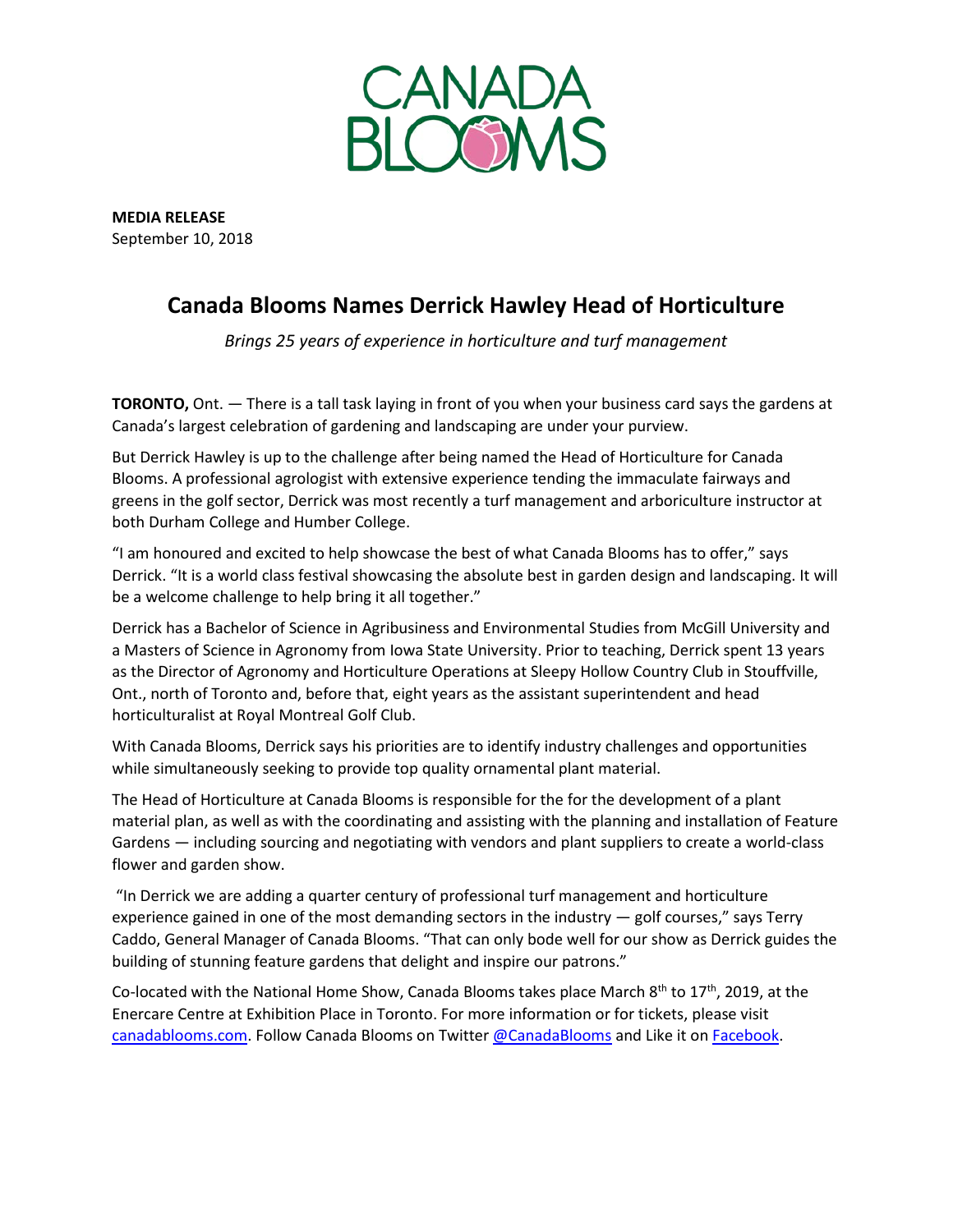CANADA BLOOMS

**MEDIA RELEASE**
September 10, 2018

# Canada Blooms Names Derrick Hawley Head of Horticulture

*Brings 25 years of experience in horticulture and turf management*

**TORONTO,** Ont. — There is a tall task laying in front of you when your business card says the gardens at Canada's largest celebration of gardening and landscaping are under your purview.

But Derrick Hawley is up to the challenge after being named the Head of Horticulture for Canada Blooms. A professional agrologist with extensive experience tending the immaculate fairways and greens in the golf sector, Derrick was most recently a turf management and arboriculture instructor at both Durham College and Humber College.

"I am honoured and excited to help showcase the best of what Canada Blooms has to offer," says Derrick. "It is a world class festival showcasing the absolute best in garden design and landscaping. It will be a welcome challenge to help bring it all together."

Derrick has a Bachelor of Science in Agribusiness and Environmental Studies from McGill University and a Masters of Science in Agronomy from Iowa State University. Prior to teaching, Derrick spent 13 years as the Director of Agronomy and Horticulture Operations at Sleepy Hollow Country Club in Stouffville, Ont., north of Toronto and, before that, eight years as the assistant superintendent and head horticulturalist at Royal Montreal Golf Club.

With Canada Blooms, Derrick says his priorities are to identify industry challenges and opportunities while simultaneously seeking to provide top quality ornamental plant material.

The Head of Horticulture at Canada Blooms is responsible for the for the development of a plant material plan, as well as with the coordinating and assisting with the planning and installation of Feature Gardens — including sourcing and negotiating with vendors and plant suppliers to create a world-class flower and garden show.

"In Derrick we are adding a quarter century of professional turf management and horticulture experience gained in one of the most demanding sectors in the industry — golf courses," says Terry Caddo, General Manager of Canada Blooms. "That can only bode well for our show as Derrick guides the building of stunning feature gardens that delight and inspire our patrons."

Co-located with the National Home Show, Canada Blooms takes place March 8th to 17th, 2019, at the Enercare Centre at Exhibition Place in Toronto. For more information or for tickets, please visit canadablooms.com. Follow Canada Blooms on Twitter @CanadaBlooms and Like it on Facebook.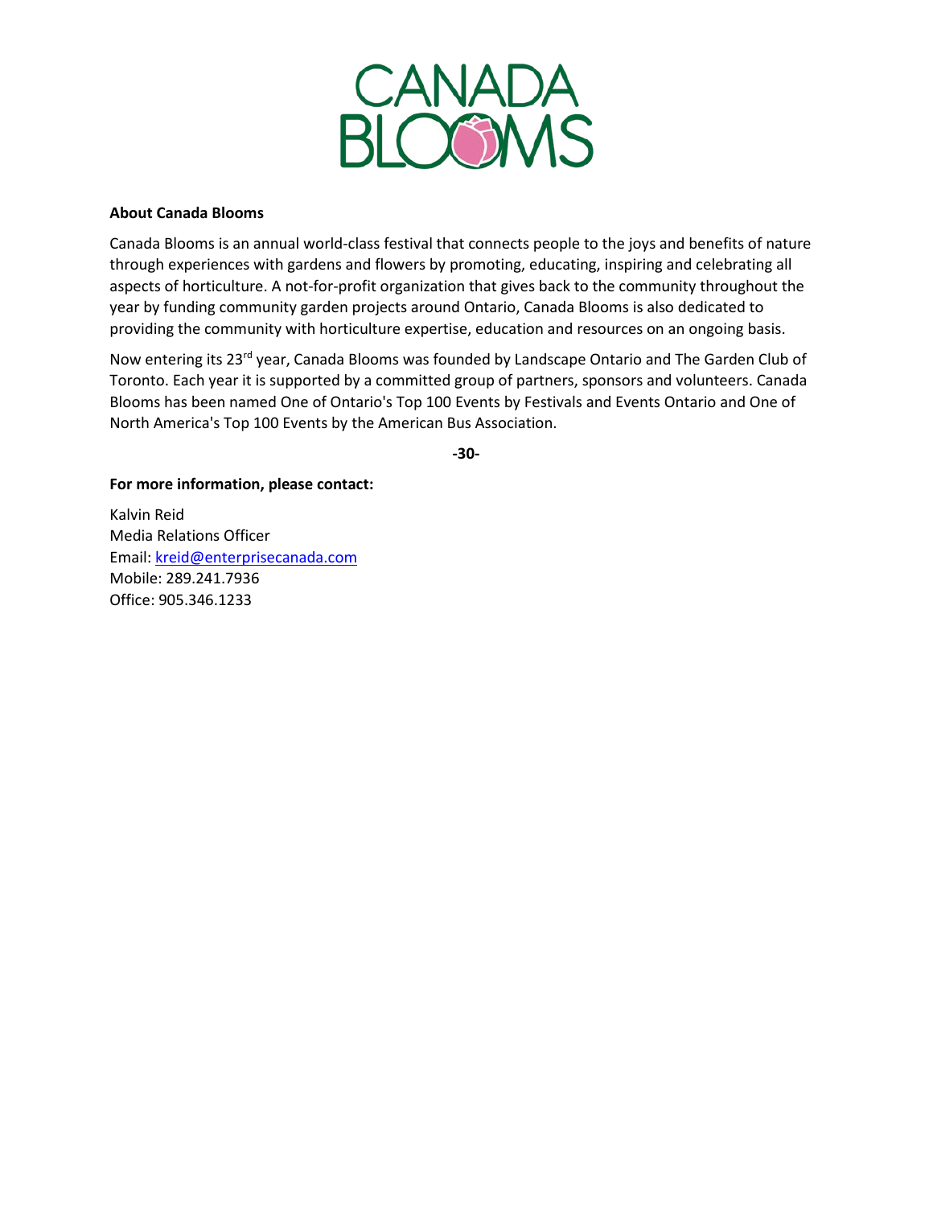**About Canada Blooms**

Canada Blooms is an annual world-class festival that connects people to the joys and benefits of nature through experiences with gardens and flowers by promoting, educating, inspiring and celebrating all aspects of horticulture. A not-for-profit organization that gives back to the community throughout the year by funding community garden projects around Ontario, Canada Blooms is also dedicated to providing the community with horticulture expertise, education and resources on an ongoing basis.

Now entering its 23rd year, Canada Blooms was founded by Landscape Ontario and The Garden Club of Toronto. Each year it is supported by a committed group of partners, sponsors and volunteers. Canada Blooms has been named One of Ontario's Top 100 Events by Festivals and Events Ontario and One of North America's Top 100 Events by the American Bus Association.

**-30-**

**For more information, please contact:**

Kalvin Reid
Media Relations Officer
Email: kreid@enterprisecanada.com
Mobile: 289.241.7936
Office: 905.346.1233